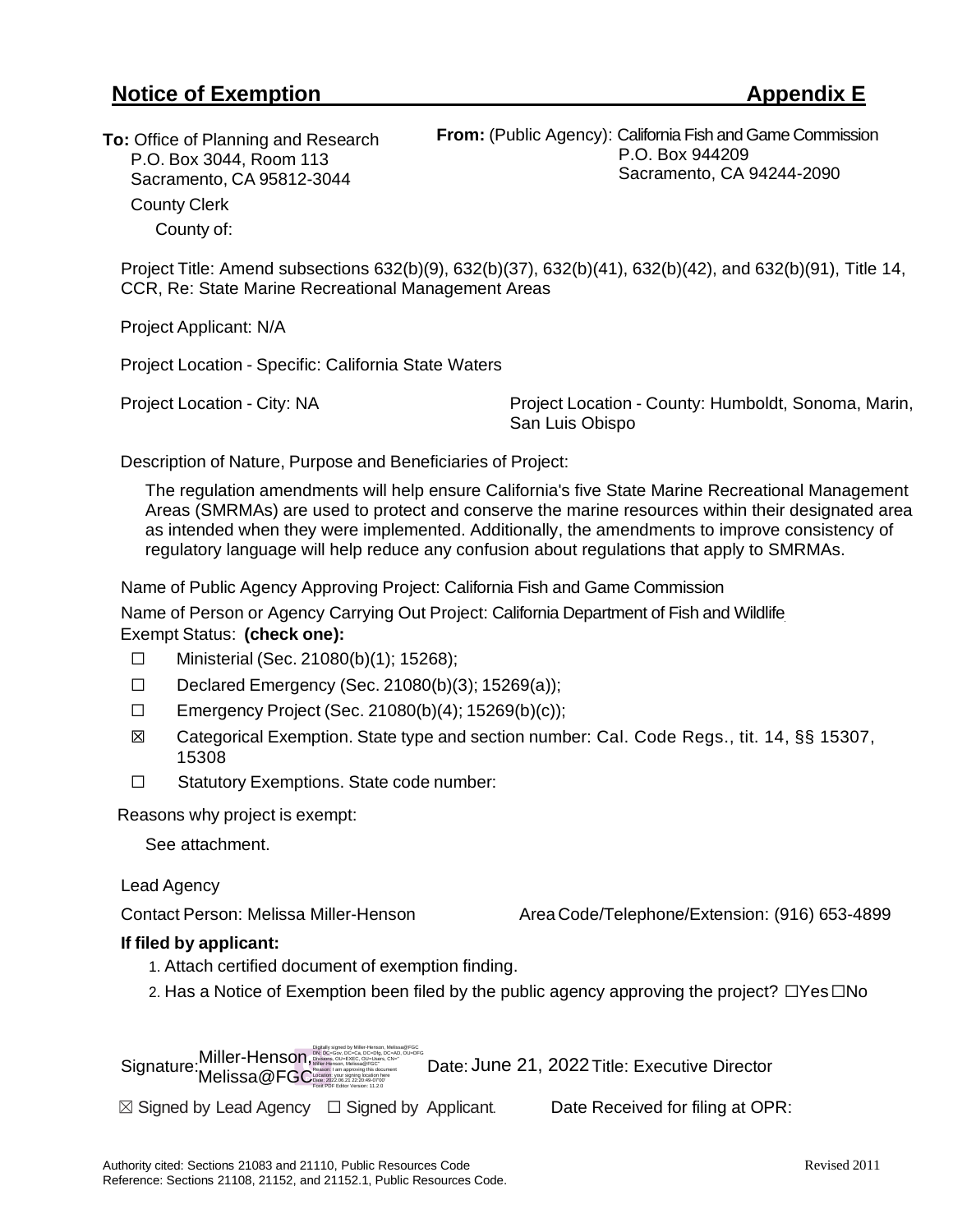**Notice of Exemption** **Appendix E**

**To:** Office of Planning and Research
P.O. Box 3044, Room 113
Sacramento, CA 95812-3044

County Clerk
County of:

**From:** (Public Agency): California Fish and Game Commission
P.O. Box 944209
Sacramento, CA 94244-2090

Project Title: Amend subsections 632(b)(9), 632(b)(37), 632(b)(41), 632(b)(42), and 632(b)(91), Title 14, CCR, Re: State Marine Recreational Management Areas

Project Applicant: N/A

Project Location - Specific: California State Waters

Project Location - City: NA

Project Location - County: Humboldt, Sonoma, Marin, San Luis Obispo

Description of Nature, Purpose and Beneficiaries of Project:

The regulation amendments will help ensure California's five State Marine Recreational Management Areas (SMRMAs) are used to protect and conserve the marine resources within their designated area as intended when they were implemented. Additionally, the amendments to improve consistency of regulatory language will help reduce any confusion about regulations that apply to SMRMAs.

Name of Public Agency Approving Project: California Fish and Game Commission

Name of Person or Agency Carrying Out Project: California Department of Fish and Wildlife

Exempt Status: **(check one):**

- ☐ Ministerial (Sec. 21080(b)(1); 15268);
- ☐ Declared Emergency (Sec. 21080(b)(3); 15269(a));
- ☐ Emergency Project (Sec. 21080(b)(4); 15269(b)(c));
- ☒ Categorical Exemption. State type and section number: Cal. Code Regs., tit. 14, §§ 15307, 15308
- ☐ Statutory Exemptions. State code number:

Reasons why project is exempt:

See attachment.

Lead Agency

Contact Person: Melissa Miller-Henson

Area Code/Telephone/Extension: (916) 653-4899

**If filed by applicant:**

1. Attach certified document of exemption finding.
2. Has a Notice of Exemption been filed by the public agency approving the project? ☐Yes ☐No

Signature: Miller-Henson, Melissa@FGC [Digitally signed by Miller-Henson, Melissa@FGC DN: DC=Gov, DC=Ca, DC=Dfg, DC=AD, OU=DFG Divisions, OU=EXEC, OU=Users, CN="Miller-Henson, Melissa@FGC" Reason: I am approving this document Location: your signing location here Date: 2022.06.21 22:20:49-07'00' Foxit PDF Editor Version: 11.2.0]

Date: June 21, 2022

Title: Executive Director

☒ Signed by Lead Agency ☐ Signed by Applicant

Date Received for filing at OPR:

Authority cited: Sections 21083 and 21110, Public Resources Code
Reference: Sections 21108, 21152, and 21152.1, Public Resources Code.

Revised 2011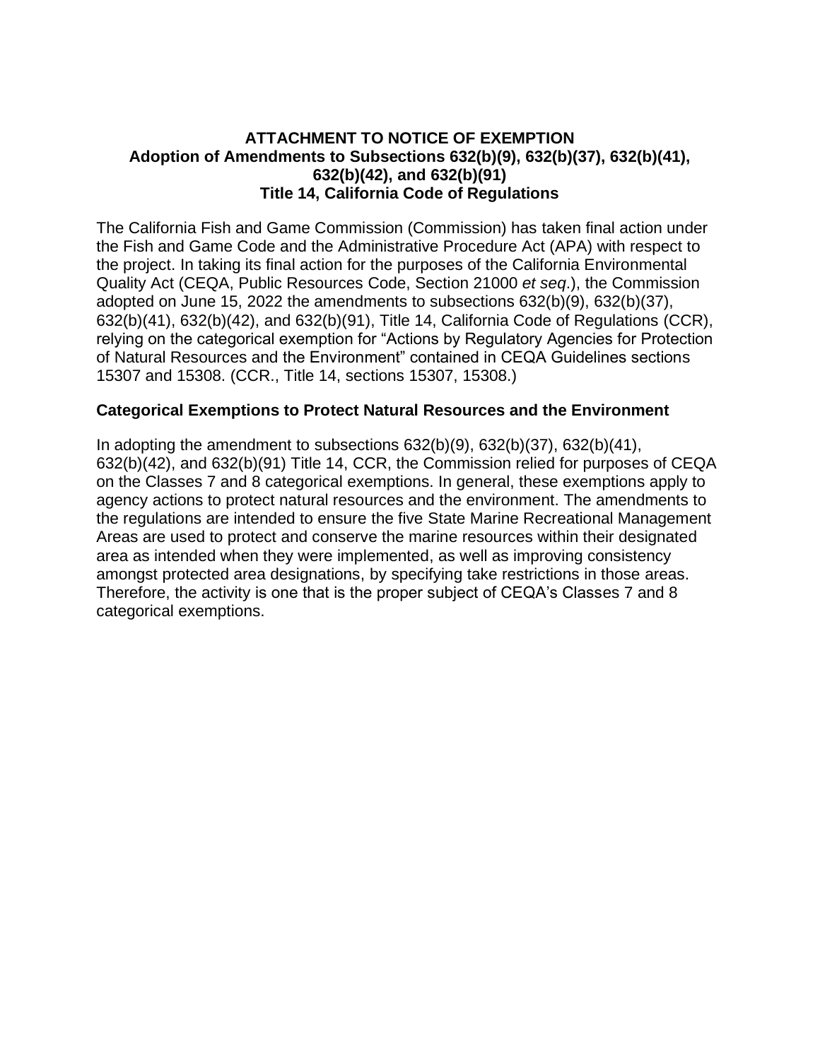# ATTACHMENT TO NOTICE OF EXEMPTION
## Adoption of Amendments to Subsections 632(b)(9), 632(b)(37), 632(b)(41), 632(b)(42), and 632(b)(91)
## Title 14, California Code of Regulations

The California Fish and Game Commission (Commission) has taken final action under the Fish and Game Code and the Administrative Procedure Act (APA) with respect to the project. In taking its final action for the purposes of the California Environmental Quality Act (CEQA, Public Resources Code, Section 21000 *et seq*.), the Commission adopted on June 15, 2022 the amendments to subsections 632(b)(9), 632(b)(37), 632(b)(41), 632(b)(42), and 632(b)(91), Title 14, California Code of Regulations (CCR), relying on the categorical exemption for "Actions by Regulatory Agencies for Protection of Natural Resources and the Environment" contained in CEQA Guidelines sections 15307 and 15308. (CCR., Title 14, sections 15307, 15308.)

### Categorical Exemptions to Protect Natural Resources and the Environment

In adopting the amendment to subsections 632(b)(9), 632(b)(37), 632(b)(41), 632(b)(42), and 632(b)(91) Title 14, CCR, the Commission relied for purposes of CEQA on the Classes 7 and 8 categorical exemptions. In general, these exemptions apply to agency actions to protect natural resources and the environment. The amendments to the regulations are intended to ensure the five State Marine Recreational Management Areas are used to protect and conserve the marine resources within their designated area as intended when they were implemented, as well as improving consistency amongst protected area designations, by specifying take restrictions in those areas. Therefore, the activity is one that is the proper subject of CEQA's Classes 7 and 8 categorical exemptions.